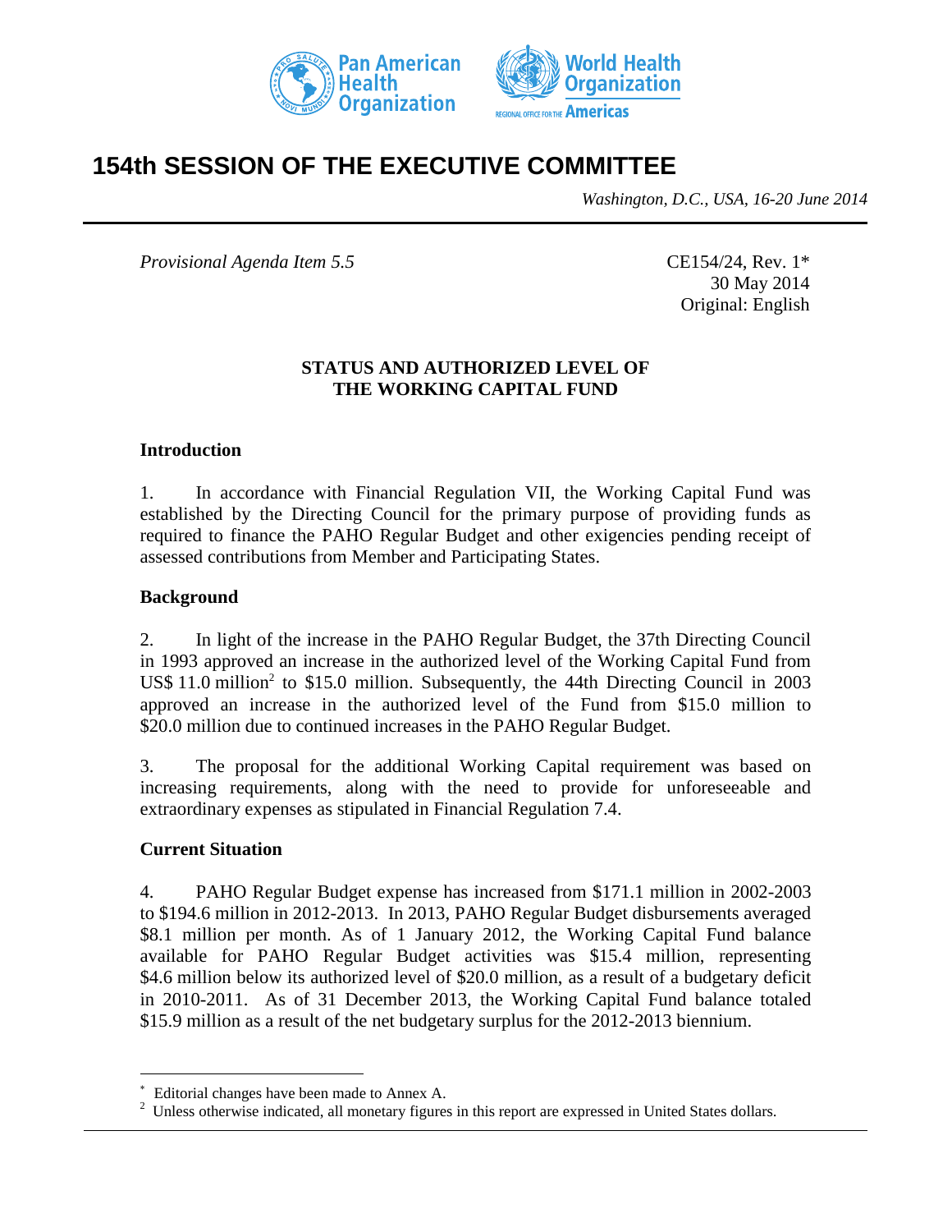# 154th SESSION OF THE EXECUTIVE COMMITTEE

*Washington, D.C., USA, 16-20 June 2014*

*Provisional Agenda Item 5.5*

CE154/24, Rev. 1*
30 May 2014
Original: English

## STATUS AND AUTHORIZED LEVEL OF THE WORKING CAPITAL FUND

### Introduction

1. In accordance with Financial Regulation VII, the Working Capital Fund was established by the Directing Council for the primary purpose of providing funds as required to finance the PAHO Regular Budget and other exigencies pending receipt of assessed contributions from Member and Participating States.

### Background

2. In light of the increase in the PAHO Regular Budget, the 37th Directing Council in 1993 approved an increase in the authorized level of the Working Capital Fund from US$ 11.0 million[2] to $15.0 million. Subsequently, the 44th Directing Council in 2003 approved an increase in the authorized level of the Fund from $15.0 million to $20.0 million due to continued increases in the PAHO Regular Budget.

3. The proposal for the additional Working Capital requirement was based on increasing requirements, along with the need to provide for unforeseeable and extraordinary expenses as stipulated in Financial Regulation 7.4.

### Current Situation

4. PAHO Regular Budget expense has increased from $171.1 million in 2002-2003 to $194.6 million in 2012-2013. In 2013, PAHO Regular Budget disbursements averaged $8.1 million per month. As of 1 January 2012, the Working Capital Fund balance available for PAHO Regular Budget activities was $15.4 million, representing $4.6 million below its authorized level of $20.0 million, as a result of a budgetary deficit in 2010-2011. As of 31 December 2013, the Working Capital Fund balance totaled $15.9 million as a result of the net budgetary surplus for the 2012-2013 biennium.

---

* Editorial changes have been made to Annex A.

[2] Unless otherwise indicated, all monetary figures in this report are expressed in United States dollars.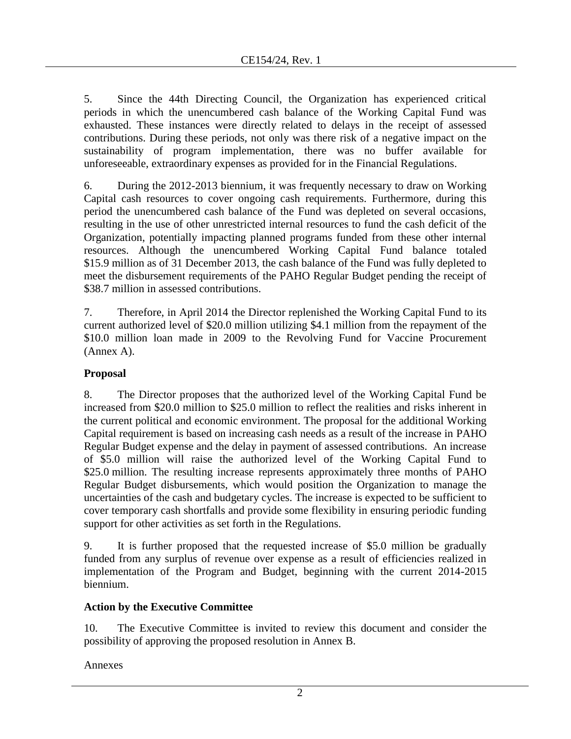5. Since the 44th Directing Council, the Organization has experienced critical periods in which the unencumbered cash balance of the Working Capital Fund was exhausted. These instances were directly related to delays in the receipt of assessed contributions. During these periods, not only was there risk of a negative impact on the sustainability of program implementation, there was no buffer available for unforeseeable, extraordinary expenses as provided for in the Financial Regulations.

6. During the 2012-2013 biennium, it was frequently necessary to draw on Working Capital cash resources to cover ongoing cash requirements. Furthermore, during this period the unencumbered cash balance of the Fund was depleted on several occasions, resulting in the use of other unrestricted internal resources to fund the cash deficit of the Organization, potentially impacting planned programs funded from these other internal resources. Although the unencumbered Working Capital Fund balance totaled \$15.9 million as of 31 December 2013, the cash balance of the Fund was fully depleted to meet the disbursement requirements of the PAHO Regular Budget pending the receipt of \$38.7 million in assessed contributions.

7. Therefore, in April 2014 the Director replenished the Working Capital Fund to its current authorized level of \$20.0 million utilizing \$4.1 million from the repayment of the \$10.0 million loan made in 2009 to the Revolving Fund for Vaccine Procurement (Annex A).

**Proposal**

8. The Director proposes that the authorized level of the Working Capital Fund be increased from \$20.0 million to \$25.0 million to reflect the realities and risks inherent in the current political and economic environment. The proposal for the additional Working Capital requirement is based on increasing cash needs as a result of the increase in PAHO Regular Budget expense and the delay in payment of assessed contributions. An increase of \$5.0 million will raise the authorized level of the Working Capital Fund to \$25.0 million. The resulting increase represents approximately three months of PAHO Regular Budget disbursements, which would position the Organization to manage the uncertainties of the cash and budgetary cycles. The increase is expected to be sufficient to cover temporary cash shortfalls and provide some flexibility in ensuring periodic funding support for other activities as set forth in the Regulations.

9. It is further proposed that the requested increase of \$5.0 million be gradually funded from any surplus of revenue over expense as a result of efficiencies realized in implementation of the Program and Budget, beginning with the current 2014-2015 biennium.

**Action by the Executive Committee**

10. The Executive Committee is invited to review this document and consider the possibility of approving the proposed resolution in Annex B.

Annexes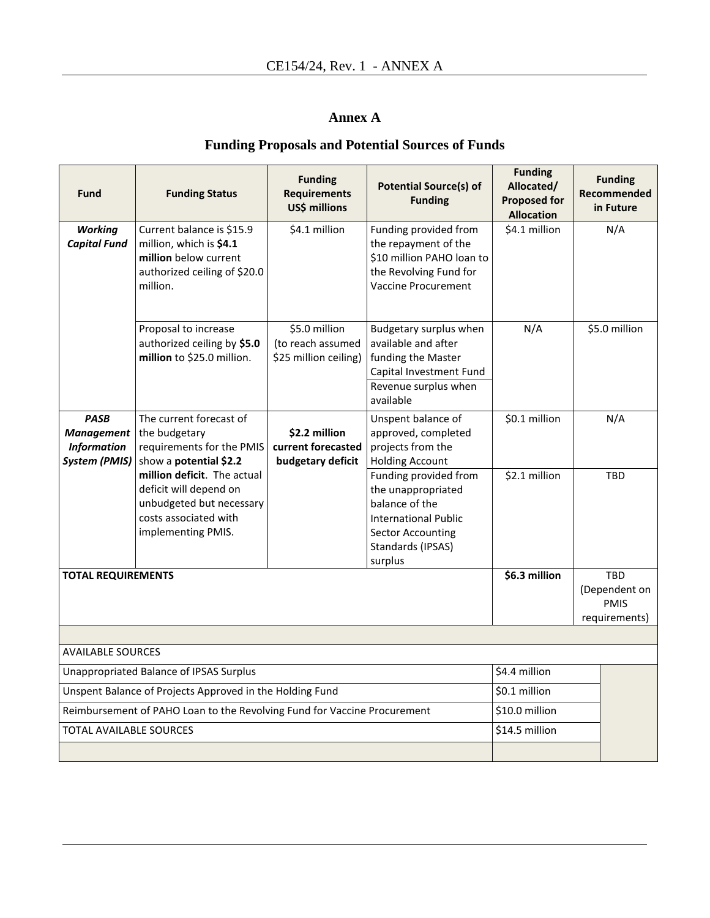# Annex A

## Funding Proposals and Potential Sources of Funds

| Fund | Funding Status | Funding Requirements US$ millions | Potential Source(s) of Funding | Funding Allocated/ Proposed for Allocation | Funding Recommended in Future |
|---|---|---|---|---|---|
| ***Working Capital Fund*** | Current balance is $15.9 million, which is **$4.1 million** below current authorized ceiling of $20.0 million. | $4.1 million | Funding provided from the repayment of the $10 million PAHO loan to the Revolving Fund for Vaccine Procurement | $4.1 million | N/A |
| | Proposal to increase authorized ceiling by **$5.0 million** to $25.0 million. | $5.0 million (to reach assumed $25 million ceiling) | Budgetary surplus when available and after funding the Master Capital Investment Fund | N/A | $5.0 million |
| | | | Revenue surplus when available | | |
| ***PASB Management Information System (PMIS)*** | The current forecast of the budgetary requirements for the PMIS show a **potential $2.2 million deficit**. The actual deficit will depend on unbudgeted but necessary costs associated with implementing PMIS. | **$2.2 million current forecasted budgetary deficit** | Unspent balance of approved, completed projects from the Holding Account | $0.1 million | N/A |
| | | | Funding provided from the unappropriated balance of the International Public Sector Accounting Standards (IPSAS) surplus | $2.1 million | TBD |
| **TOTAL REQUIREMENTS** | | | | **$6.3 million** | TBD (Dependent on PMIS requirements) |

| AVAILABLE SOURCES | |
|---|---|
| Unappropriated Balance of IPSAS Surplus | $4.4 million |
| Unspent Balance of Projects Approved in the Holding Fund | $0.1 million |
| Reimbursement of PAHO Loan to the Revolving Fund for Vaccine Procurement | $10.0 million |
| TOTAL AVAILABLE SOURCES | $14.5 million |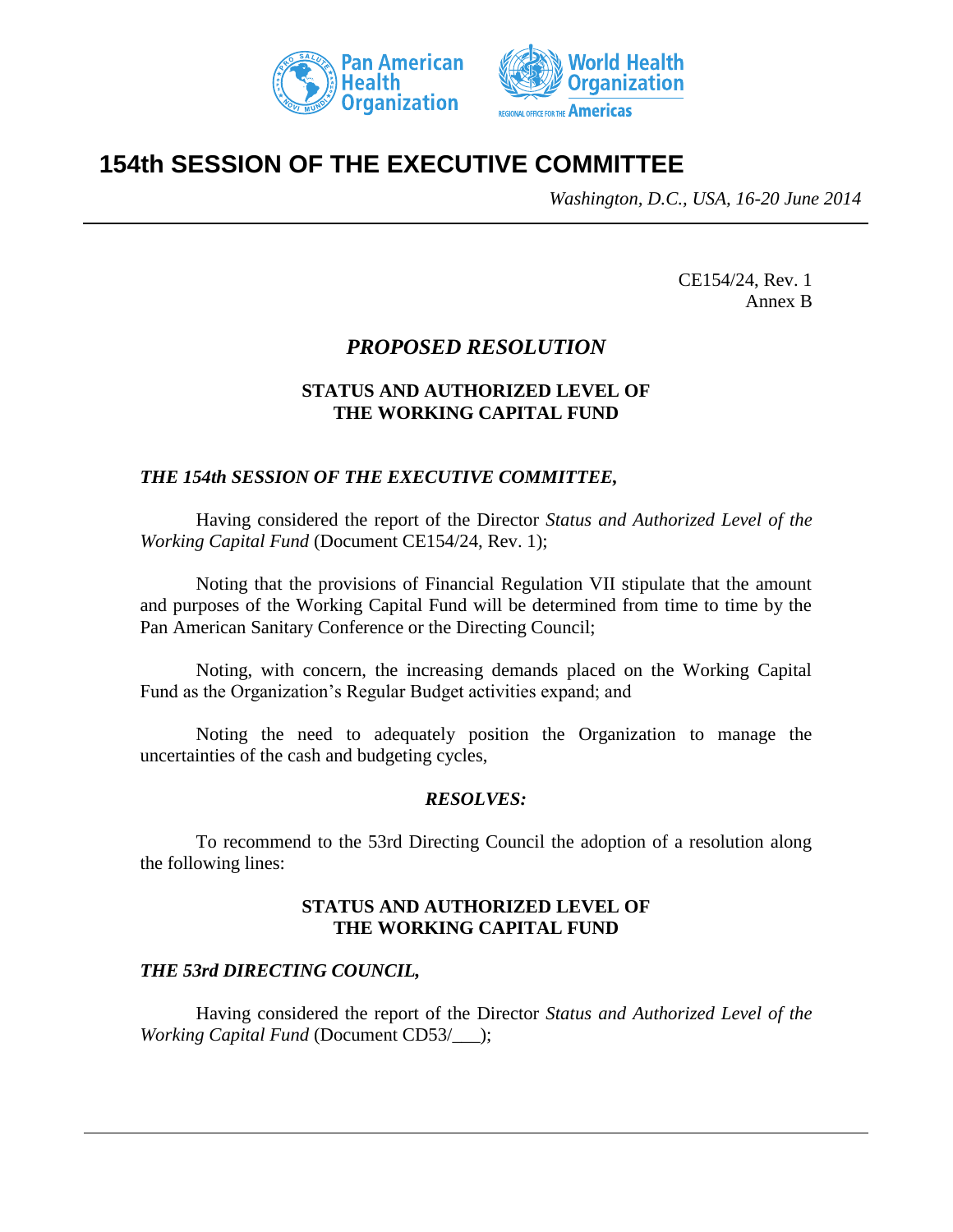# 154th SESSION OF THE EXECUTIVE COMMITTEE

*Washington, D.C., USA, 16-20 June 2014*

CE154/24, Rev. 1
Annex B

## *PROPOSED RESOLUTION*

### STATUS AND AUTHORIZED LEVEL OF THE WORKING CAPITAL FUND

***THE 154th SESSION OF THE EXECUTIVE COMMITTEE,***

Having considered the report of the Director *Status and Authorized Level of the Working Capital Fund* (Document CE154/24, Rev. 1);

Noting that the provisions of Financial Regulation VII stipulate that the amount and purposes of the Working Capital Fund will be determined from time to time by the Pan American Sanitary Conference or the Directing Council;

Noting, with concern, the increasing demands placed on the Working Capital Fund as the Organization's Regular Budget activities expand; and

Noting the need to adequately position the Organization to manage the uncertainties of the cash and budgeting cycles,

***RESOLVES:***

To recommend to the 53rd Directing Council the adoption of a resolution along the following lines:

### STATUS AND AUTHORIZED LEVEL OF THE WORKING CAPITAL FUND

***THE 53rd DIRECTING COUNCIL,***

Having considered the report of the Director *Status and Authorized Level of the Working Capital Fund* (Document CD53/___);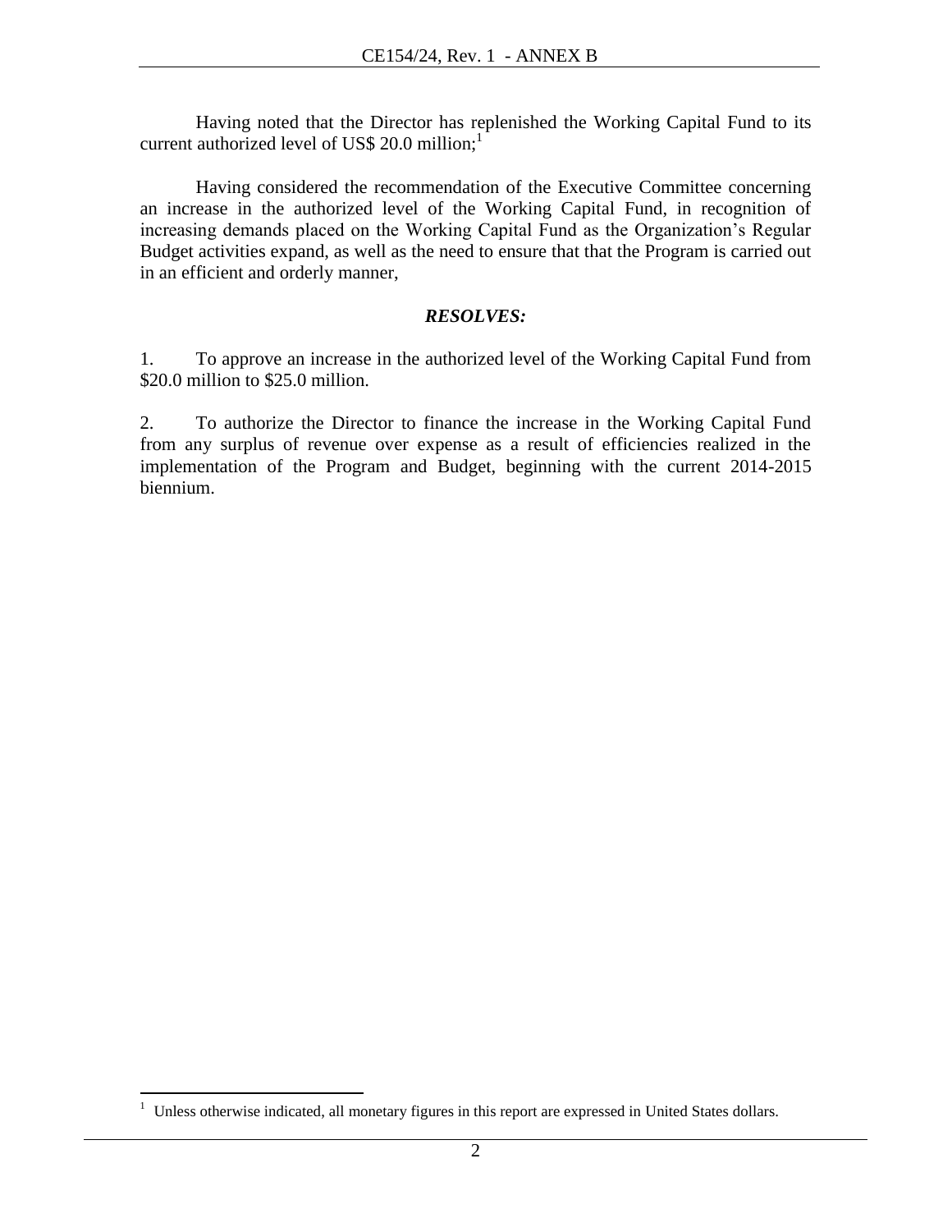Having noted that the Director has replenished the Working Capital Fund to its current authorized level of US$ 20.0 million;[1]

Having considered the recommendation of the Executive Committee concerning an increase in the authorized level of the Working Capital Fund, in recognition of increasing demands placed on the Working Capital Fund as the Organization's Regular Budget activities expand, as well as the need to ensure that that the Program is carried out in an efficient and orderly manner,

***RESOLVES:***

1. To approve an increase in the authorized level of the Working Capital Fund from $20.0 million to $25.0 million.

2. To authorize the Director to finance the increase in the Working Capital Fund from any surplus of revenue over expense as a result of efficiencies realized in the implementation of the Program and Budget, beginning with the current 2014-2015 biennium.

---

[1] Unless otherwise indicated, all monetary figures in this report are expressed in United States dollars.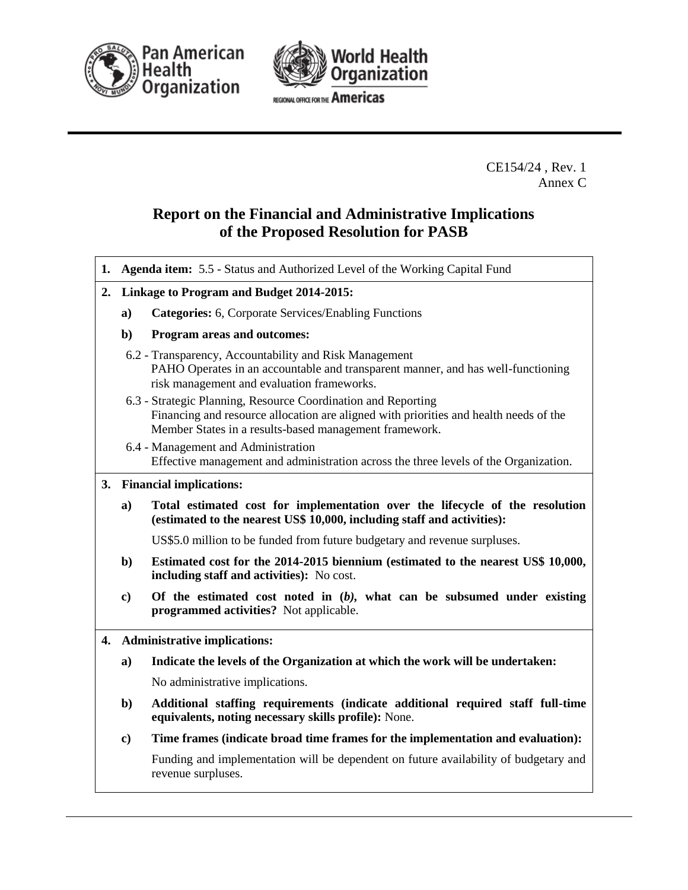CE154/24 , Rev. 1
Annex C

# Report on the Financial and Administrative Implications of the Proposed Resolution for PASB

**1. Agenda item:** 5.5 - Status and Authorized Level of the Working Capital Fund

**2. Linkage to Program and Budget 2014-2015:**

**a) Categories:** 6, Corporate Services/Enabling Functions

**b) Program areas and outcomes:**

6.2 - Transparency, Accountability and Risk Management
PAHO Operates in an accountable and transparent manner, and has well-functioning risk management and evaluation frameworks.

6.3 - Strategic Planning, Resource Coordination and Reporting
Financing and resource allocation are aligned with priorities and health needs of the Member States in a results-based management framework.

6.4 - Management and Administration
Effective management and administration across the three levels of the Organization.

**3. Financial implications:**

**a) Total estimated cost for implementation over the lifecycle of the resolution (estimated to the nearest US$ 10,000, including staff and activities):**

US$5.0 million to be funded from future budgetary and revenue surpluses.

**b) Estimated cost for the 2014-2015 biennium (estimated to the nearest US$ 10,000, including staff and activities):** No cost.

**c) Of the estimated cost noted in (*b*), what can be subsumed under existing programmed activities?** Not applicable.

**4. Administrative implications:**

**a) Indicate the levels of the Organization at which the work will be undertaken:**

No administrative implications.

**b) Additional staffing requirements (indicate additional required staff full-time equivalents, noting necessary skills profile):** None.

**c) Time frames (indicate broad time frames for the implementation and evaluation):**

Funding and implementation will be dependent on future availability of budgetary and revenue surpluses.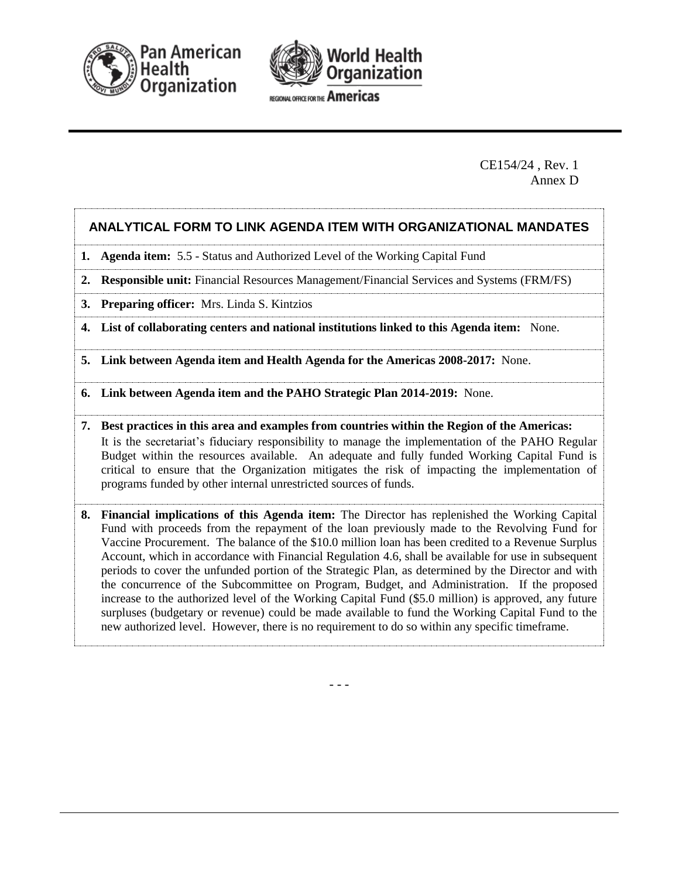CE154/24 , Rev. 1
Annex D

## ANALYTICAL FORM TO LINK AGENDA ITEM WITH ORGANIZATIONAL MANDATES

1. **Agenda item:** 5.5 - Status and Authorized Level of the Working Capital Fund

2. **Responsible unit:** Financial Resources Management/Financial Services and Systems (FRM/FS)

3. **Preparing officer:** Mrs. Linda S. Kintzios

4. **List of collaborating centers and national institutions linked to this Agenda item:** None.

5. **Link between Agenda item and Health Agenda for the Americas 2008-2017:** None.

6. **Link between Agenda item and the PAHO Strategic Plan 2014-2019:** None.

7. **Best practices in this area and examples from countries within the Region of the Americas:** It is the secretariat's fiduciary responsibility to manage the implementation of the PAHO Regular Budget within the resources available. An adequate and fully funded Working Capital Fund is critical to ensure that the Organization mitigates the risk of impacting the implementation of programs funded by other internal unrestricted sources of funds.

8. **Financial implications of this Agenda item:** The Director has replenished the Working Capital Fund with proceeds from the repayment of the loan previously made to the Revolving Fund for Vaccine Procurement. The balance of the \$10.0 million loan has been credited to a Revenue Surplus Account, which in accordance with Financial Regulation 4.6, shall be available for use in subsequent periods to cover the unfunded portion of the Strategic Plan, as determined by the Director and with the concurrence of the Subcommittee on Program, Budget, and Administration. If the proposed increase to the authorized level of the Working Capital Fund (\$5.0 million) is approved, any future surpluses (budgetary or revenue) could be made available to fund the Working Capital Fund to the new authorized level. However, there is no requirement to do so within any specific timeframe.

- - -